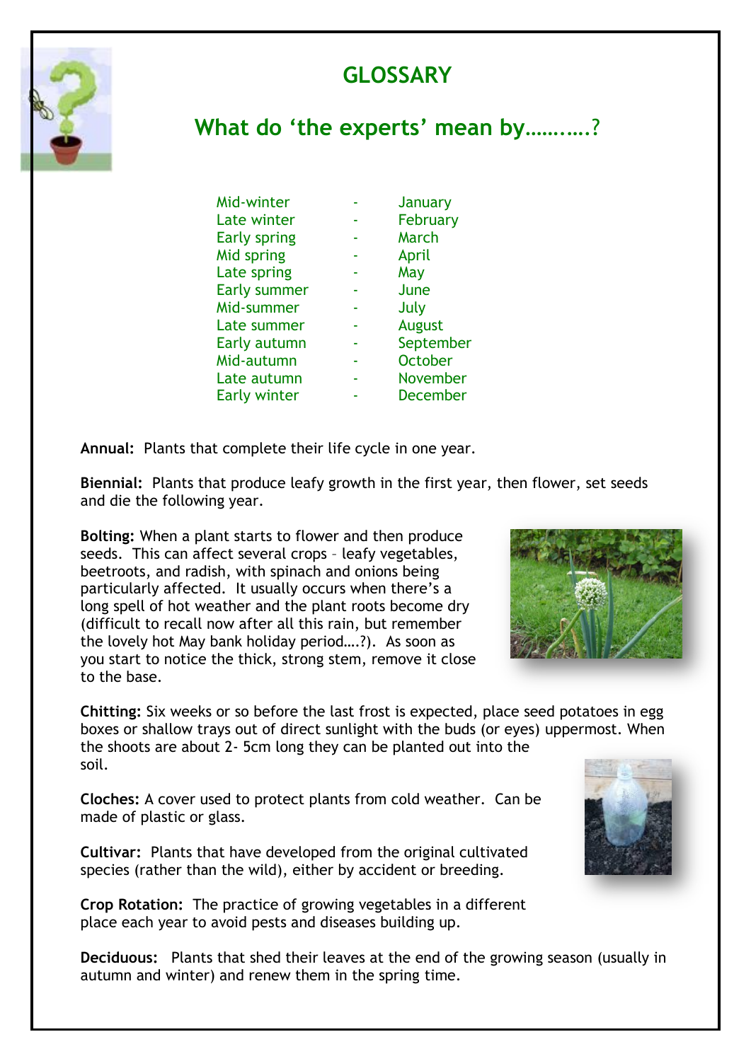# GLOSSARY

## What do 'the experts' mean by……..….?

| | | |
|---|---|---|
| Mid-winter | - | January |
| Late winter | - | February |
| Early spring | - | March |
| Mid spring | - | April |
| Late spring | - | May |
| Early summer | - | June |
| Mid-summer | - | July |
| Late summer | - | August |
| Early autumn | - | September |
| Mid-autumn | - | October |
| Late autumn | - | November |
| Early winter | - | December |

**Annual:** Plants that complete their life cycle in one year.

**Biennial:** Plants that produce leafy growth in the first year, then flower, set seeds and die the following year.

**Bolting:** When a plant starts to flower and then produce seeds. This can affect several crops – leafy vegetables, beetroots, and radish, with spinach and onions being particularly affected. It usually occurs when there's a long spell of hot weather and the plant roots become dry (difficult to recall now after all this rain, but remember the lovely hot May bank holiday period….?). As soon as you start to notice the thick, strong stem, remove it close to the base.

**Chitting:** Six weeks or so before the last frost is expected, place seed potatoes in egg boxes or shallow trays out of direct sunlight with the buds (or eyes) uppermost. When the shoots are about 2- 5cm long they can be planted out into the soil.

**Cloches:** A cover used to protect plants from cold weather. Can be made of plastic or glass.

**Cultivar:** Plants that have developed from the original cultivated species (rather than the wild), either by accident or breeding.

**Crop Rotation:** The practice of growing vegetables in a different place each year to avoid pests and diseases building up.

**Deciduous:** Plants that shed their leaves at the end of the growing season (usually in autumn and winter) and renew them in the spring time.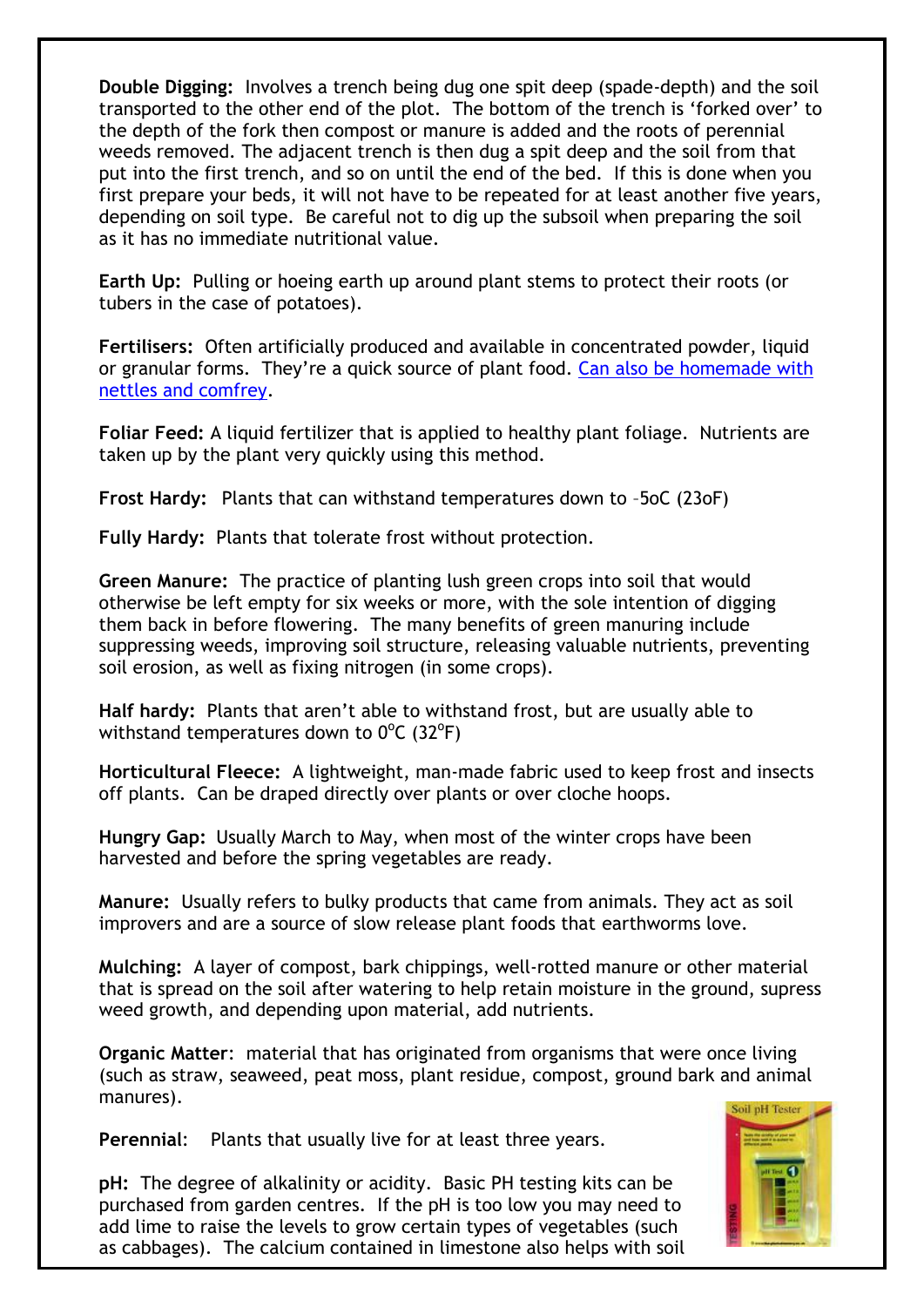**Double Digging:** Involves a trench being dug one spit deep (spade-depth) and the soil transported to the other end of the plot. The bottom of the trench is 'forked over' to the depth of the fork then compost or manure is added and the roots of perennial weeds removed. The adjacent trench is then dug a spit deep and the soil from that put into the first trench, and so on until the end of the bed. If this is done when you first prepare your beds, it will not have to be repeated for at least another five years, depending on soil type. Be careful not to dig up the subsoil when preparing the soil as it has no immediate nutritional value.

**Earth Up:** Pulling or hoeing earth up around plant stems to protect their roots (or tubers in the case of potatoes).

**Fertilisers:** Often artificially produced and available in concentrated powder, liquid or granular forms. They're a quick source of plant food. Can also be homemade with nettles and comfrey.

**Foliar Feed:** A liquid fertilizer that is applied to healthy plant foliage. Nutrients are taken up by the plant very quickly using this method.

**Frost Hardy:** Plants that can withstand temperatures down to –5oC (23oF)

**Fully Hardy:** Plants that tolerate frost without protection.

**Green Manure:** The practice of planting lush green crops into soil that would otherwise be left empty for six weeks or more, with the sole intention of digging them back in before flowering. The many benefits of green manuring include suppressing weeds, improving soil structure, releasing valuable nutrients, preventing soil erosion, as well as fixing nitrogen (in some crops).

**Half hardy:** Plants that aren't able to withstand frost, but are usually able to withstand temperatures down to $0^oC$ ($32^oF$)

**Horticultural Fleece:** A lightweight, man-made fabric used to keep frost and insects off plants. Can be draped directly over plants or over cloche hoops.

**Hungry Gap:** Usually March to May, when most of the winter crops have been harvested and before the spring vegetables are ready.

**Manure:** Usually refers to bulky products that came from animals. They act as soil improvers and are a source of slow release plant foods that earthworms love.

**Mulching:** A layer of compost, bark chippings, well-rotted manure or other material that is spread on the soil after watering to help retain moisture in the ground, supress weed growth, and depending upon material, add nutrients.

**Organic Matter**: material that has originated from organisms that were once living (such as straw, seaweed, peat moss, plant residue, compost, ground bark and animal manures).

**Perennial**: Plants that usually live for at least three years.

**pH:** The degree of alkalinity or acidity. Basic PH testing kits can be purchased from garden centres. If the pH is too low you may need to add lime to raise the levels to grow certain types of vegetables (such as cabbages). The calcium contained in limestone also helps with soil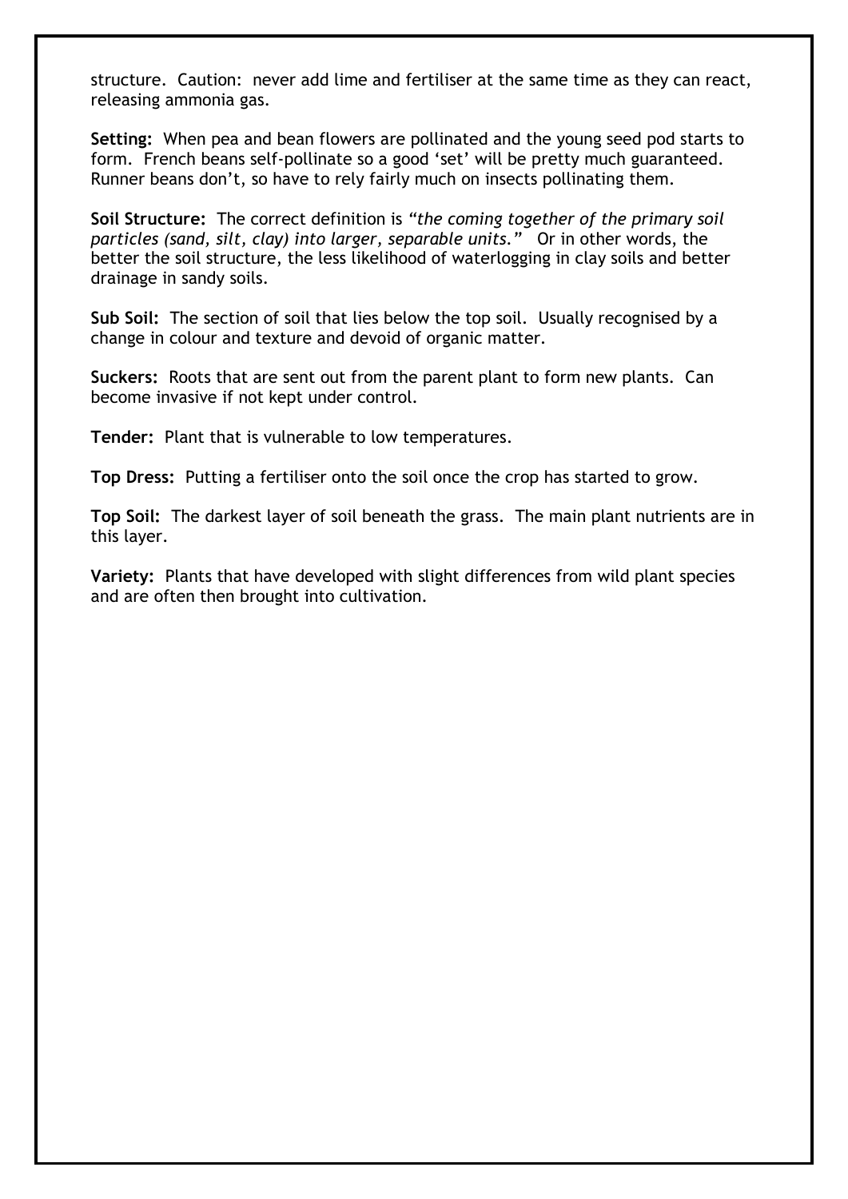structure. Caution: never add lime and fertiliser at the same time as they can react, releasing ammonia gas.

**Setting:** When pea and bean flowers are pollinated and the young seed pod starts to form. French beans self-pollinate so a good 'set' will be pretty much guaranteed. Runner beans don't, so have to rely fairly much on insects pollinating them.

**Soil Structure:** The correct definition is *"the coming together of the primary soil particles (sand, silt, clay) into larger, separable units."* Or in other words, the better the soil structure, the less likelihood of waterlogging in clay soils and better drainage in sandy soils.

**Sub Soil:** The section of soil that lies below the top soil. Usually recognised by a change in colour and texture and devoid of organic matter.

**Suckers:** Roots that are sent out from the parent plant to form new plants. Can become invasive if not kept under control.

**Tender:** Plant that is vulnerable to low temperatures.

**Top Dress:** Putting a fertiliser onto the soil once the crop has started to grow.

**Top Soil:** The darkest layer of soil beneath the grass. The main plant nutrients are in this layer.

**Variety:** Plants that have developed with slight differences from wild plant species and are often then brought into cultivation.